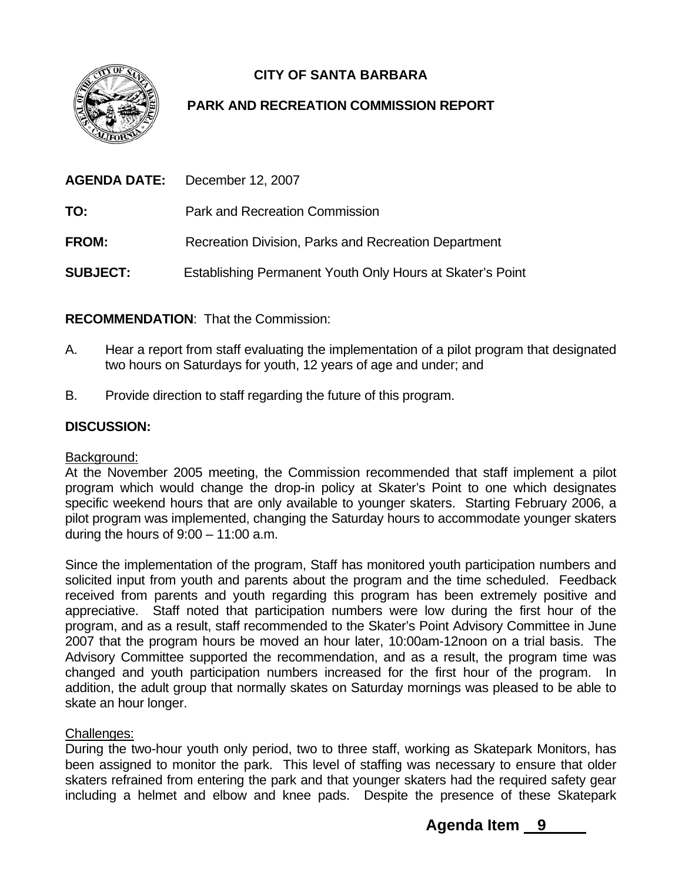# CITY OF SANTA BARBARA

## PARK AND RECREATION COMMISSION REPORT

**AGENDA DATE:** December 12, 2007

**TO:** Park and Recreation Commission

**FROM:** Recreation Division, Parks and Recreation Department

**SUBJECT:** Establishing Permanent Youth Only Hours at Skater's Point

**RECOMMENDATION**: That the Commission:

A. Hear a report from staff evaluating the implementation of a pilot program that designated two hours on Saturdays for youth, 12 years of age and under; and

B. Provide direction to staff regarding the future of this program.

**DISCUSSION:**

Background:

At the November 2005 meeting, the Commission recommended that staff implement a pilot program which would change the drop-in policy at Skater's Point to one which designates specific weekend hours that are only available to younger skaters. Starting February 2006, a pilot program was implemented, changing the Saturday hours to accommodate younger skaters during the hours of 9:00 – 11:00 a.m.

Since the implementation of the program, Staff has monitored youth participation numbers and solicited input from youth and parents about the program and the time scheduled. Feedback received from parents and youth regarding this program has been extremely positive and appreciative. Staff noted that participation numbers were low during the first hour of the program, and as a result, staff recommended to the Skater's Point Advisory Committee in June 2007 that the program hours be moved an hour later, 10:00am-12noon on a trial basis. The Advisory Committee supported the recommendation, and as a result, the program time was changed and youth participation numbers increased for the first hour of the program. In addition, the adult group that normally skates on Saturday mornings was pleased to be able to skate an hour longer.

Challenges:

During the two-hour youth only period, two to three staff, working as Skatepark Monitors, has been assigned to monitor the park. This level of staffing was necessary to ensure that older skaters refrained from entering the park and that younger skaters had the required safety gear including a helmet and elbow and knee pads. Despite the presence of these Skatepark

**Agenda Item 9**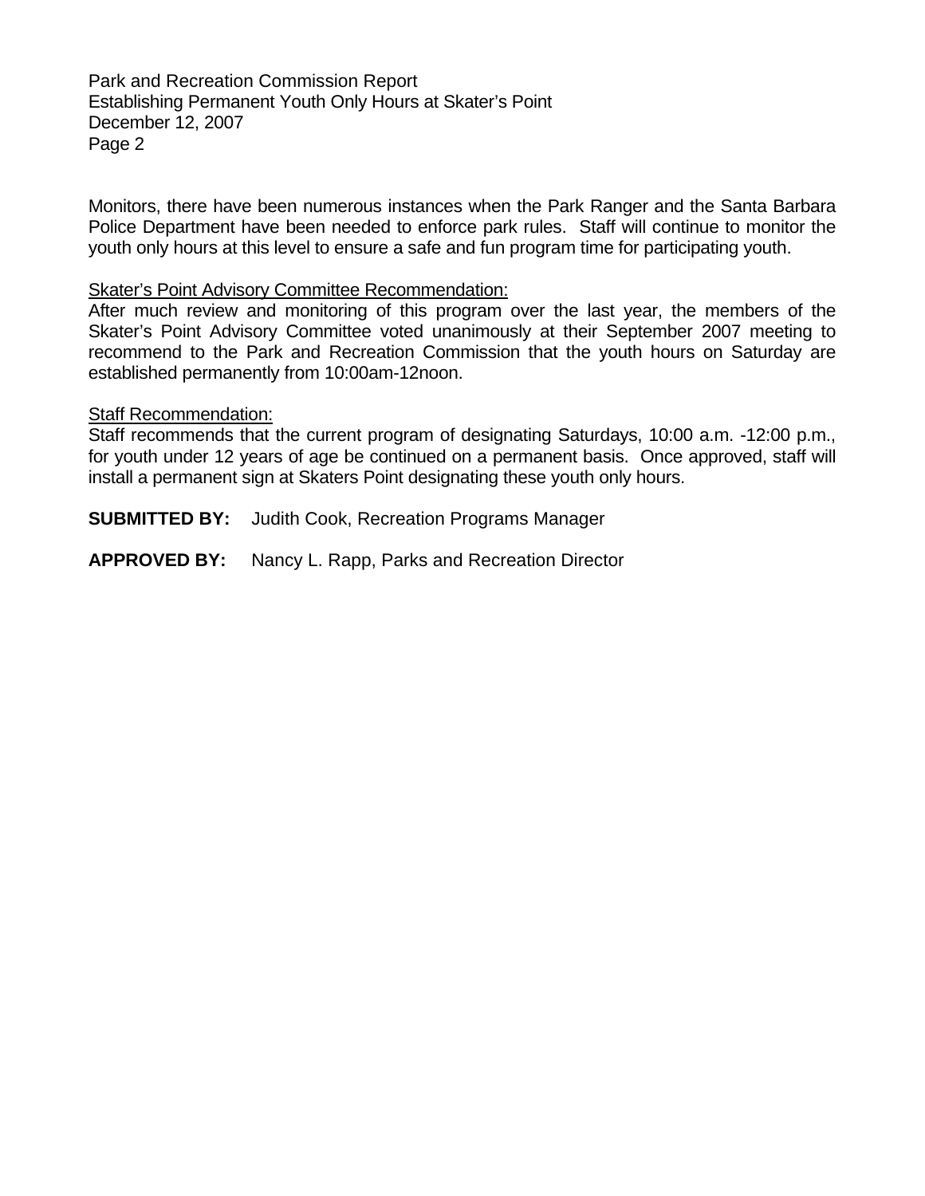Monitors, there have been numerous instances when the Park Ranger and the Santa Barbara Police Department have been needed to enforce park rules. Staff will continue to monitor the youth only hours at this level to ensure a safe and fun program time for participating youth.

Skater's Point Advisory Committee Recommendation:

After much review and monitoring of this program over the last year, the members of the Skater's Point Advisory Committee voted unanimously at their September 2007 meeting to recommend to the Park and Recreation Commission that the youth hours on Saturday are established permanently from 10:00am-12noon.

Staff Recommendation:

Staff recommends that the current program of designating Saturdays, 10:00 a.m. -12:00 p.m., for youth under 12 years of age be continued on a permanent basis. Once approved, staff will install a permanent sign at Skaters Point designating these youth only hours.

**SUBMITTED BY:** Judith Cook, Recreation Programs Manager

**APPROVED BY:** Nancy L. Rapp, Parks and Recreation Director